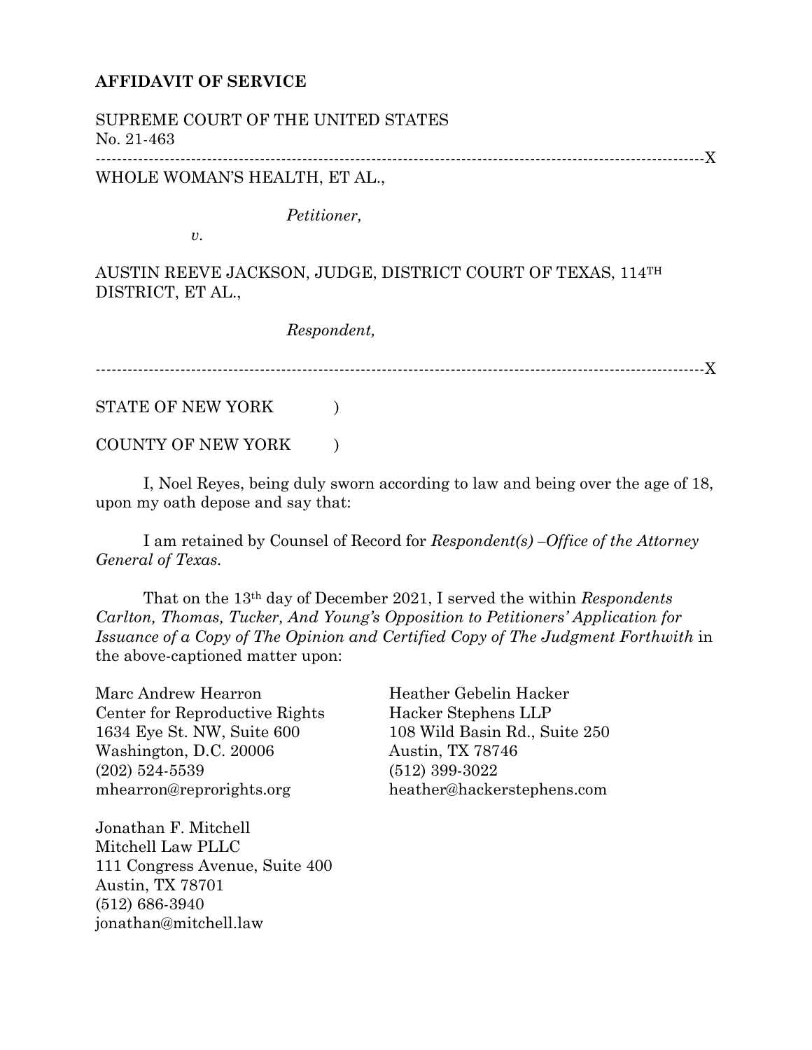**AFFIDAVIT OF SERVICE**

SUPREME COURT OF THE UNITED STATES
No. 21-463

------------------------------------------------------------------------------------------------------------X

WHOLE WOMAN'S HEALTH, ET AL.,

*Petitioner,*

*v.*

AUSTIN REEVE JACKSON, JUDGE, DISTRICT COURT OF TEXAS, 114TH DISTRICT, ET AL.,

*Respondent,*

------------------------------------------------------------------------------------------------------------X

STATE OF NEW YORK )

COUNTY OF NEW YORK )

I, Noel Reyes, being duly sworn according to law and being over the age of 18, upon my oath depose and say that:

I am retained by Counsel of Record for *Respondent(s) –Office of the Attorney General of Texas.*

That on the 13th day of December 2021, I served the within *Respondents Carlton, Thomas, Tucker, And Young's Opposition to Petitioners' Application for Issuance of a Copy of The Opinion and Certified Copy of The Judgment Forthwith* in the above-captioned matter upon:

Marc Andrew Hearron
Center for Reproductive Rights
1634 Eye St. NW, Suite 600
Washington, D.C. 20006
(202) 524-5539
mhearron@reprorights.org

Heather Gebelin Hacker
Hacker Stephens LLP
108 Wild Basin Rd., Suite 250
Austin, TX 78746
(512) 399-3022
heather@hackerstephens.com

Jonathan F. Mitchell
Mitchell Law PLLC
111 Congress Avenue, Suite 400
Austin, TX 78701
(512) 686-3940
jonathan@mitchell.law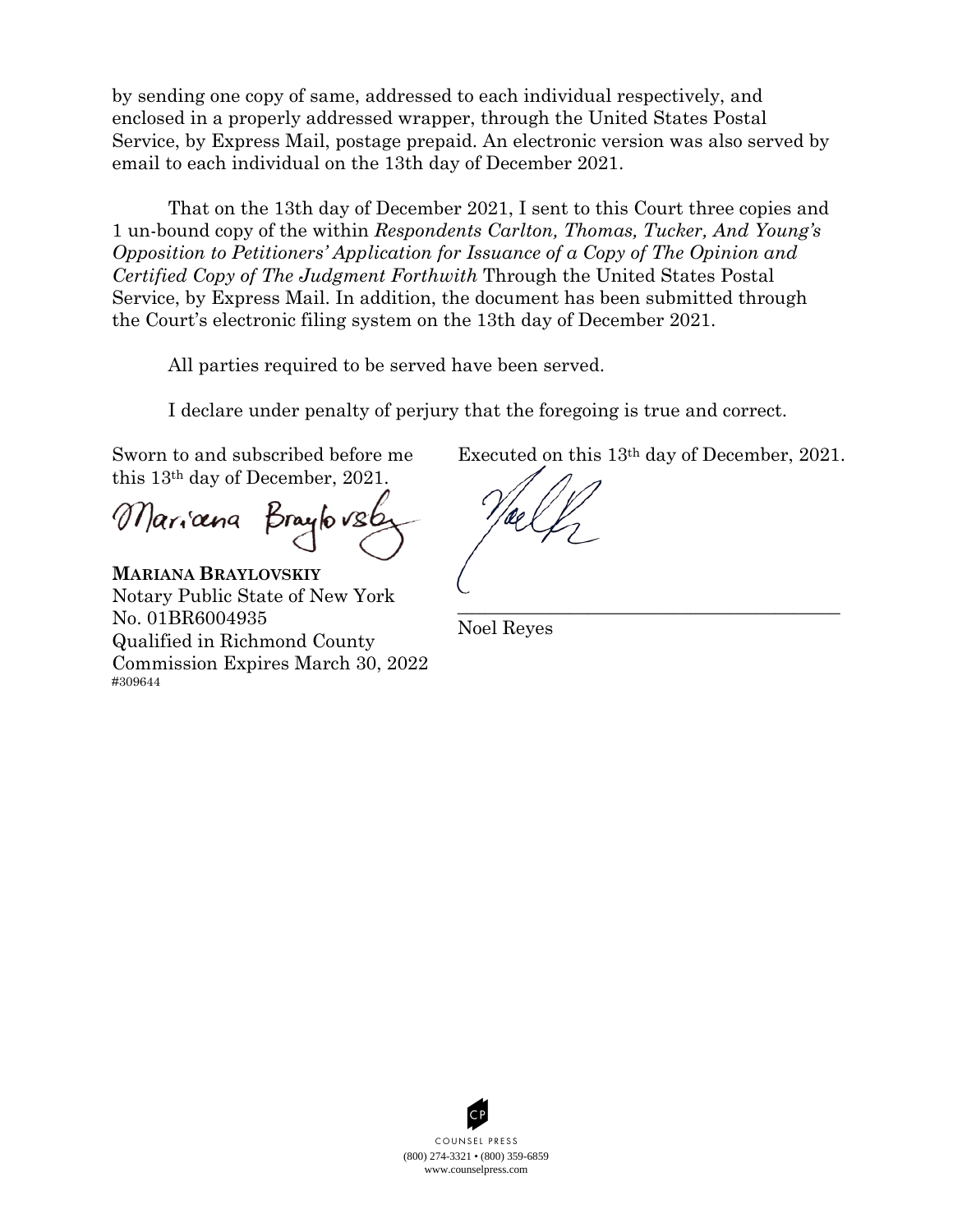by sending one copy of same, addressed to each individual respectively, and enclosed in a properly addressed wrapper, through the United States Postal Service, by Express Mail, postage prepaid. An electronic version was also served by email to each individual on the 13th day of December 2021.

That on the 13th day of December 2021, I sent to this Court three copies and 1 un-bound copy of the within *Respondents Carlton, Thomas, Tucker, And Young's Opposition to Petitioners' Application for Issuance of a Copy of The Opinion and Certified Copy of The Judgment Forthwith* Through the United States Postal Service, by Express Mail. In addition, the document has been submitted through the Court's electronic filing system on the 13th day of December 2021.

All parties required to be served have been served.

I declare under penalty of perjury that the foregoing is true and correct.

Sworn to and subscribed before me this 13th day of December, 2021.

Mariana Braylovsky

**MARIANA BRAYLOVSKIY**
Notary Public State of New York
No. 01BR6004935
Qualified in Richmond County
Commission Expires March 30, 2022
#309644

Executed on this 13th day of December, 2021.

Noel Reyes

COUNSEL PRESS
(800) 274-3321 • (800) 359-6859
www.counselpress.com